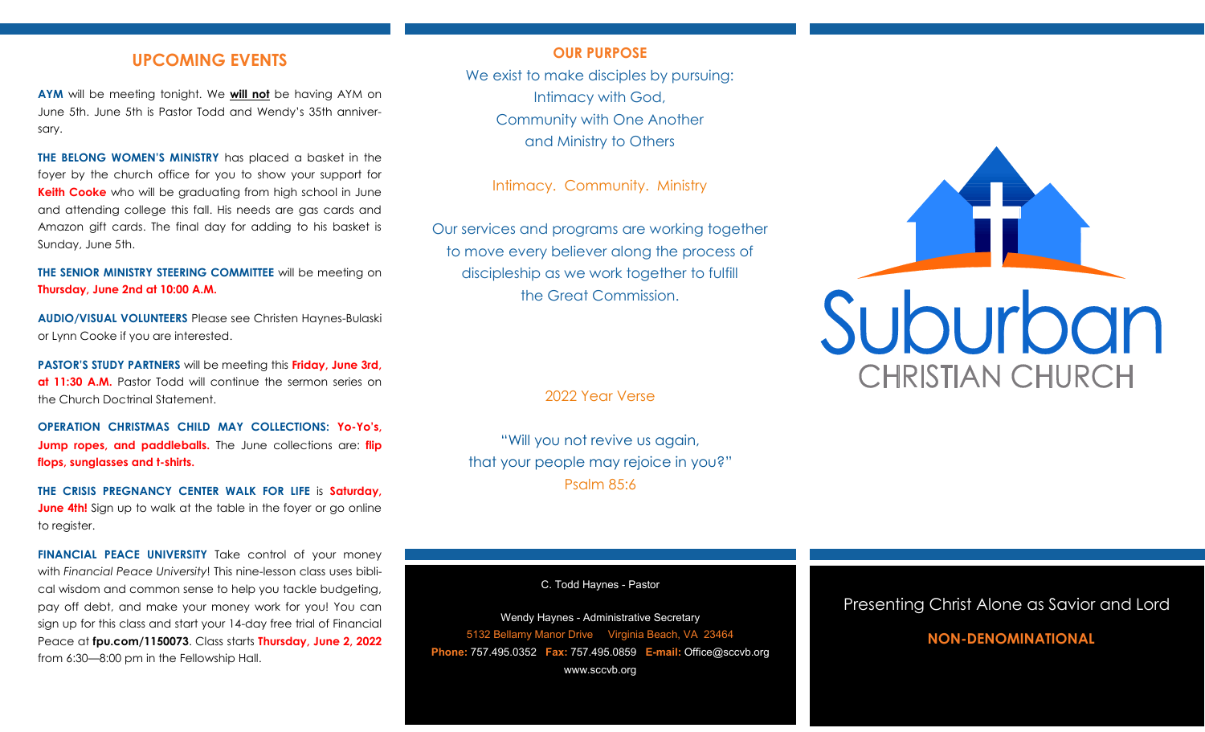## UPCOMING EVENTS

**AYM** will be meeting tonight. We **will not** be having AYM on June 5th. June 5th is Pastor Todd and Wendy's 35th anniversary.

**THE BELONG WOMEN'S MINISTRY** has placed a basket in the foyer by the church office for you to show your support for **Keith Cooke** who will be graduating from high school in June and attending college this fall. His needs are gas cards and Amazon gift cards. The final day for adding to his basket is Sunday, June 5th.

**THE SENIOR MINISTRY STEERING COMMITTEE** will be meeting on **Thursday, June 2nd at 10:00 A.M.**

**AUDIO/VISUAL VOLUNTEERS** Please see Christen Haynes-Bulaski or Lynn Cooke if you are interested.

**PASTOR'S STUDY PARTNERS** will be meeting this **Friday, June 3rd, at 11:30 A.M.** Pastor Todd will continue the sermon series on the Church Doctrinal Statement.

**OPERATION CHRISTMAS CHILD MAY COLLECTIONS**: **Yo-Yo's, Jump ropes, and paddleballs.** The June collections are: **flip flops, sunglasses and t-shirts.**

**THE CRISIS PREGNANCY CENTER WALK FOR LIFE** is **Saturday, June 4th!** Sign up to walk at the table in the foyer or go online to register.

**FINANCIAL PEACE UNIVERSITY** Take control of your money with *Financial Peace University*! This nine-lesson class uses biblical wisdom and common sense to help you tackle budgeting, pay off debt, and make your money work for you! You can sign up for this class and start your 14-day free trial of Financial Peace at **fpu.com/1150073**. Class starts **Thursday, June 2, 2022** from 6:30—8:00 pm in the Fellowship Hall.

## OUR PURPOSE

We exist to make disciples by pursuing:
Intimacy with God,
Community with One Another
and Ministry to Others

Intimacy. Community. Ministry

Our services and programs are working together to move every believer along the process of discipleship as we work together to fulfill the Great Commission.

2022 Year Verse

"Will you not revive us again,
that your people may rejoice in you?"
Psalm 85:6

C. Todd Haynes - Pastor

Wendy Haynes - Administrative Secretary
5132 Bellamy Manor Drive Virginia Beach, VA 23464
**Phone:** 757.495.0352 **Fax:** 757.495.0859 **E-mail:** Office@sccvb.org
www.sccvb.org

# Suburban
## CHRISTIAN CHURCH

Presenting Christ Alone as Savior and Lord

**NON-DENOMINATIONAL**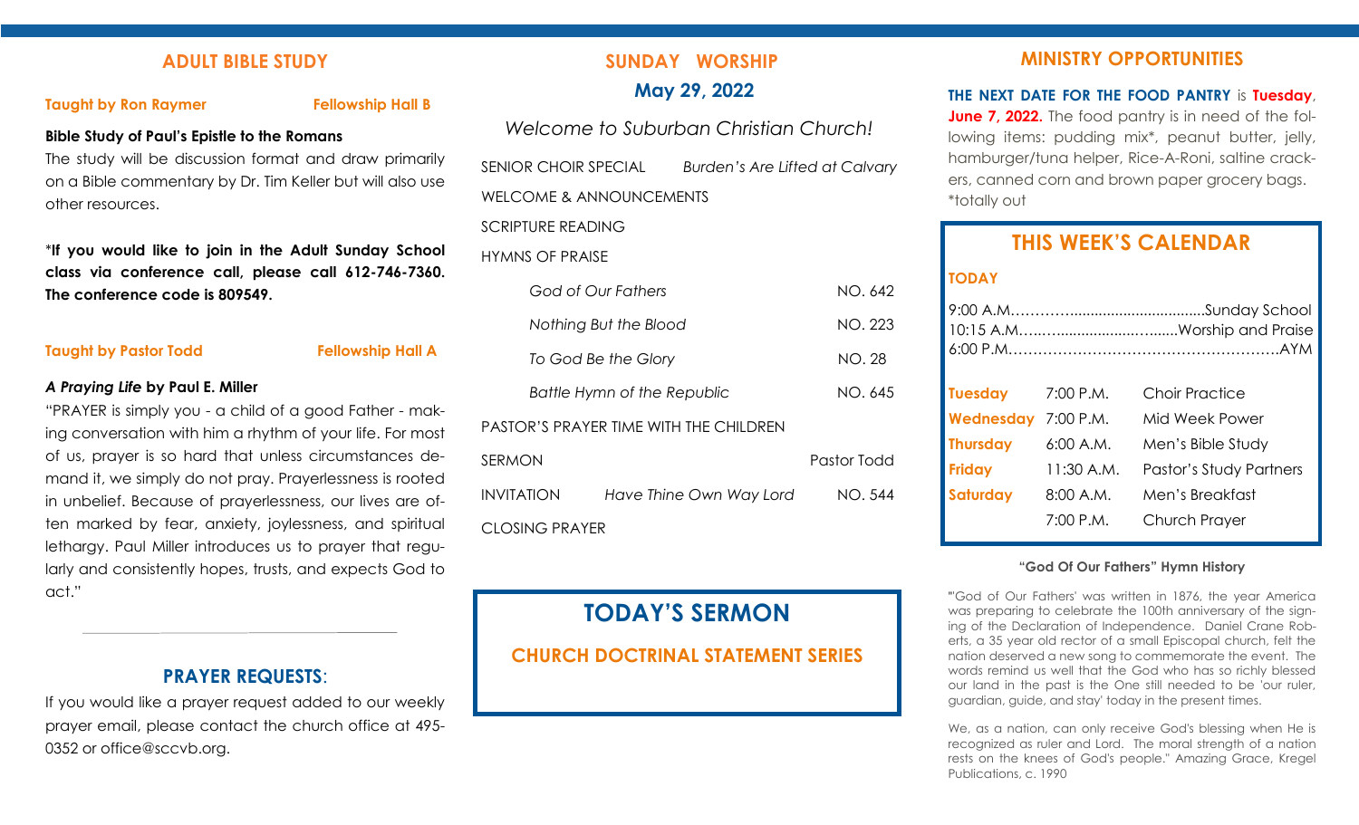## ADULT BIBLE STUDY

**Taught by Ron Raymer** **Fellowship Hall B**

**Bible Study of Paul's Epistle to the Romans**

The study will be discussion format and draw primarily on a Bible commentary by Dr. Tim Keller but will also use other resources.

***If you would like to join in the Adult Sunday School class via conference call, please call 612-746-7360. The conference code is 809549.**

**Taught by Pastor Todd** **Fellowship Hall A**

***A Praying Life* by Paul E. Miller**

"PRAYER is simply you - a child of a good Father - making conversation with him a rhythm of your life. For most of us, prayer is so hard that unless circumstances demand it, we simply do not pray. Prayerlessness is rooted in unbelief. Because of prayerlessness, our lives are often marked by fear, anxiety, joylessness, and spiritual lethargy. Paul Miller introduces us to prayer that regularly and consistently hopes, trusts, and expects God to act."

---

## PRAYER REQUESTS:

If you would like a prayer request added to our weekly prayer email, please contact the church office at 495-0352 or office@sccvb.org.

## SUNDAY WORSHIP

### May 29, 2022

*Welcome to Suburban Christian Church!*

SENIOR CHOIR SPECIAL *Burden's Are Lifted at Calvary*

WELCOME & ANNOUNCEMENTS

SCRIPTURE READING

HYMNS OF PRAISE

| | |
|---|---|
| *God of Our Fathers* | NO. 642 |
| *Nothing But the Blood* | NO. 223 |
| *To God Be the Glory* | NO. 28 |
| *Battle Hymn of the Republic* | NO. 645 |

PASTOR'S PRAYER TIME WITH THE CHILDREN

SERMON Pastor Todd

INVITATION *Have Thine Own Way Lord* NO. 544

CLOSING PRAYER

## TODAY'S SERMON

### CHURCH DOCTRINAL STATEMENT SERIES

## MINISTRY OPPORTUNITIES

**THE NEXT DATE FOR THE FOOD PANTRY** is **Tuesday, June 7, 2022.** The food pantry is in need of the following items: pudding mix*, peanut butter, jelly, hamburger/tuna helper, Rice-A-Roni, saltine crackers, canned corn and brown paper grocery bags.
*totally out

## THIS WEEK'S CALENDAR

**TODAY**

9:00 A.M.……………...............................Sunday School
10:15 A.M.…..…..................…......Worship and Praise
6:00 P.M.……………………………………………….AYM

| | | |
|---|---|---|
| **Tuesday** | 7:00 P.M. | Choir Practice |
| **Wednesday** | 7:00 P.M. | Mid Week Power |
| **Thursday** | 6:00 A.M. | Men's Bible Study |
| **Friday** | 11:30 A.M. | Pastor's Study Partners |
| **Saturday** | 8:00 A.M. | Men's Breakfast |
| | 7:00 P.M. | Church Prayer |

**"God Of Our Fathers" Hymn History**

"'God of Our Fathers' was written in 1876, the year America was preparing to celebrate the 100th anniversary of the signing of the Declaration of Independence. Daniel Crane Roberts, a 35 year old rector of a small Episcopal church, felt the nation deserved a new song to commemorate the event. The words remind us well that the God who has so richly blessed our land in the past is the One still needed to be 'our ruler, guardian, guide, and stay' today in the present times.

We, as a nation, can only receive God's blessing when He is recognized as ruler and Lord. The moral strength of a nation rests on the knees of God's people." Amazing Grace, Kregel Publications, c. 1990